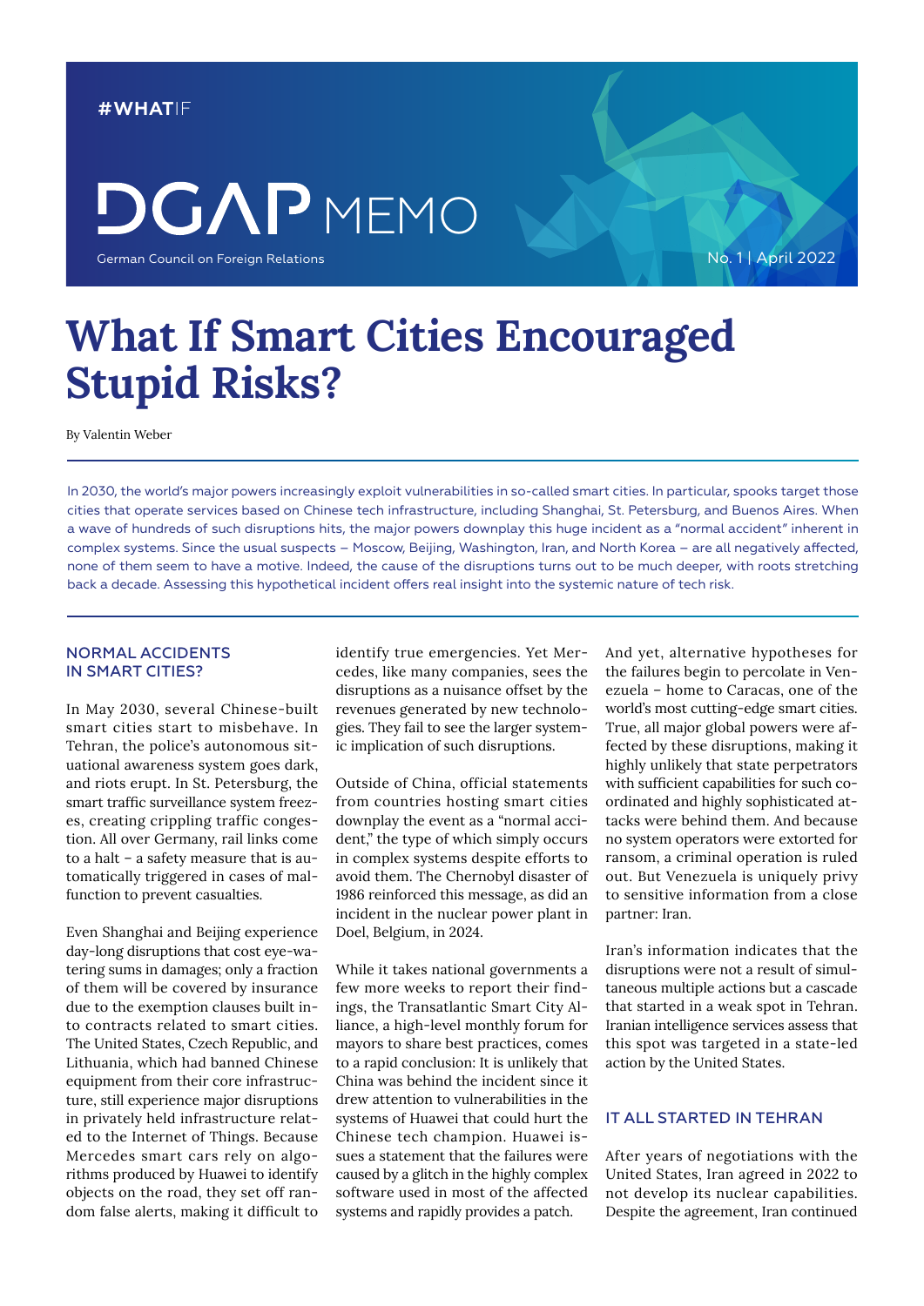#WHATIF

DGAP MEMO

German Council on Foreign Relations

No. 1 | April 2022

# What If Smart Cities Encouraged Stupid Risks?

By Valentin Weber

In 2030, the world's major powers increasingly exploit vulnerabilities in so-called smart cities. In particular, spooks target those cities that operate services based on Chinese tech infrastructure, including Shanghai, St. Petersburg, and Buenos Aires. When a wave of hundreds of such disruptions hits, the major powers downplay this huge incident as a "normal accident" inherent in complex systems. Since the usual suspects – Moscow, Beijing, Washington, Iran, and North Korea – are all negatively affected, none of them seem to have a motive. Indeed, the cause of the disruptions turns out to be much deeper, with roots stretching back a decade. Assessing this hypothetical incident offers real insight into the systemic nature of tech risk.

## NORMAL ACCIDENTS IN SMART CITIES?

In May 2030, several Chinese-built smart cities start to misbehave. In Tehran, the police's autonomous situational awareness system goes dark, and riots erupt. In St. Petersburg, the smart traffic surveillance system freezes, creating crippling traffic congestion. All over Germany, rail links come to a halt – a safety measure that is automatically triggered in cases of malfunction to prevent casualties.

Even Shanghai and Beijing experience day-long disruptions that cost eye-watering sums in damages; only a fraction of them will be covered by insurance due to the exemption clauses built into contracts related to smart cities. The United States, Czech Republic, and Lithuania, which had banned Chinese equipment from their core infrastructure, still experience major disruptions in privately held infrastructure related to the Internet of Things. Because Mercedes smart cars rely on algorithms produced by Huawei to identify objects on the road, they set off random false alerts, making it difficult to identify true emergencies. Yet Mercedes, like many companies, sees the disruptions as a nuisance offset by the revenues generated by new technologies. They fail to see the larger systemic implication of such disruptions.

Outside of China, official statements from countries hosting smart cities downplay the event as a "normal accident," the type of which simply occurs in complex systems despite efforts to avoid them. The Chernobyl disaster of 1986 reinforced this message, as did an incident in the nuclear power plant in Doel, Belgium, in 2024.

While it takes national governments a few more weeks to report their findings, the Transatlantic Smart City Alliance, a high-level monthly forum for mayors to share best practices, comes to a rapid conclusion: It is unlikely that China was behind the incident since it drew attention to vulnerabilities in the systems of Huawei that could hurt the Chinese tech champion. Huawei issues a statement that the failures were caused by a glitch in the highly complex software used in most of the affected systems and rapidly provides a patch.

And yet, alternative hypotheses for the failures begin to percolate in Venezuela – home to Caracas, one of the world's most cutting-edge smart cities. True, all major global powers were affected by these disruptions, making it highly unlikely that state perpetrators with sufficient capabilities for such coordinated and highly sophisticated attacks were behind them. And because no system operators were extorted for ransom, a criminal operation is ruled out. But Venezuela is uniquely privy to sensitive information from a close partner: Iran.

Iran's information indicates that the disruptions were not a result of simultaneous multiple actions but a cascade that started in a weak spot in Tehran. Iranian intelligence services assess that this spot was targeted in a state-led action by the United States.

## IT ALL STARTED IN TEHRAN

After years of negotiations with the United States, Iran agreed in 2022 to not develop its nuclear capabilities. Despite the agreement, Iran continued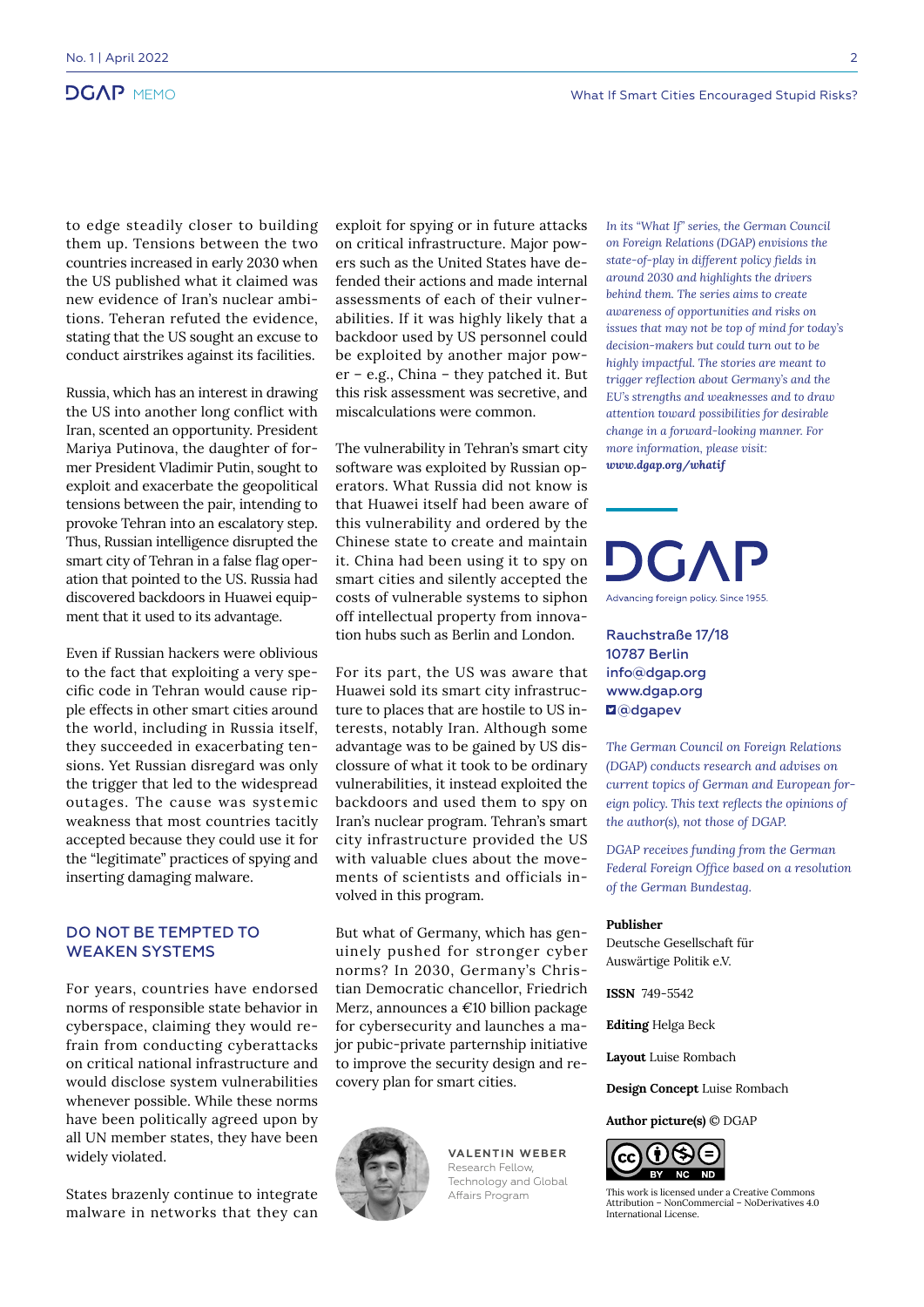to edge steadily closer to building them up. Tensions between the two countries increased in early 2030 when the US published what it claimed was new evidence of Iran's nuclear ambitions. Teheran refuted the evidence, stating that the US sought an excuse to conduct airstrikes against its facilities.

Russia, which has an interest in drawing the US into another long conflict with Iran, scented an opportunity. President Mariya Putinova, the daughter of former President Vladimir Putin, sought to exploit and exacerbate the geopolitical tensions between the pair, intending to provoke Tehran into an escalatory step. Thus, Russian intelligence disrupted the smart city of Tehran in a false flag operation that pointed to the US. Russia had discovered backdoors in Huawei equipment that it used to its advantage.

Even if Russian hackers were oblivious to the fact that exploiting a very specific code in Tehran would cause ripple effects in other smart cities around the world, including in Russia itself, they succeeded in exacerbating tensions. Yet Russian disregard was only the trigger that led to the widespread outages. The cause was systemic weakness that most countries tacitly accepted because they could use it for the "legitimate" practices of spying and inserting damaging malware.

## DO NOT BE TEMPTED TO WEAKEN SYSTEMS

For years, countries have endorsed norms of responsible state behavior in cyberspace, claiming they would refrain from conducting cyberattacks on critical national infrastructure and would disclose system vulnerabilities whenever possible. While these norms have been politically agreed upon by all UN member states, they have been widely violated.

States brazenly continue to integrate malware in networks that they can exploit for spying or in future attacks on critical infrastructure. Major powers such as the United States have defended their actions and made internal assessments of each of their vulnerabilities. If it was highly likely that a backdoor used by US personnel could be exploited by another major power – e.g., China – they patched it. But this risk assessment was secretive, and miscalculations were common.

The vulnerability in Tehran's smart city software was exploited by Russian operators. What Russia did not know is that Huawei itself had been aware of this vulnerability and ordered by the Chinese state to create and maintain it. China had been using it to spy on smart cities and silently accepted the costs of vulnerable systems to siphon off intellectual property from innovation hubs such as Berlin and London.

For its part, the US was aware that Huawei sold its smart city infrastructure to places that are hostile to US interests, notably Iran. Although some advantage was to be gained by US disclossure of what it took to be ordinary vulnerabilities, it instead exploited the backdoors and used them to spy on Iran's nuclear program. Tehran's smart city infrastructure provided the US with valuable clues about the movements of scientists and officials involved in this program.

But what of Germany, which has genuinely pushed for stronger cyber norms? In 2030, Germany's Christian Democratic chancellor, Friedrich Merz, announces a €10 billion package for cybersecurity and launches a major pubic-private parternship initiative to improve the security design and recovery plan for smart cities.

**VALENTIN WEBER**
Research Fellow, Technology and Global Affairs Program

*In its "What If" series, the German Council on Foreign Relations (DGAP) envisions the state-of-play in different policy fields in around 2030 and highlights the drivers behind them. The series aims to create awareness of opportunities and risks on issues that may not be top of mind for today's decision-makers but could turn out to be highly impactful. The stories are meant to trigger reflection about Germany's and the EU's strengths and weaknesses and to draw attention toward possibilities for desirable change in a forward-looking manner. For more information, please visit:* ***www.dgap.org/whatif***

DGAP
Advancing foreign policy. Since 1955.

Rauchstraße 17/18
10787 Berlin
info@dgap.org
www.dgap.org
@dgapev

*The German Council on Foreign Relations (DGAP) conducts research and advises on current topics of German and European foreign policy. This text reflects the opinions of the author(s), not those of DGAP.*

*DGAP receives funding from the German Federal Foreign Office based on a resolution of the German Bundestag.*

**Publisher**
Deutsche Gesellschaft für Auswärtige Politik e.V.

**ISSN** 749-5542

**Editing** Helga Beck

**Layout** Luise Rombach

**Design Concept** Luise Rombach

**Author picture(s)** © DGAP

This work is licensed under a Creative Commons Attribution – NonCommercial – NoDerivatives 4.0 International License.